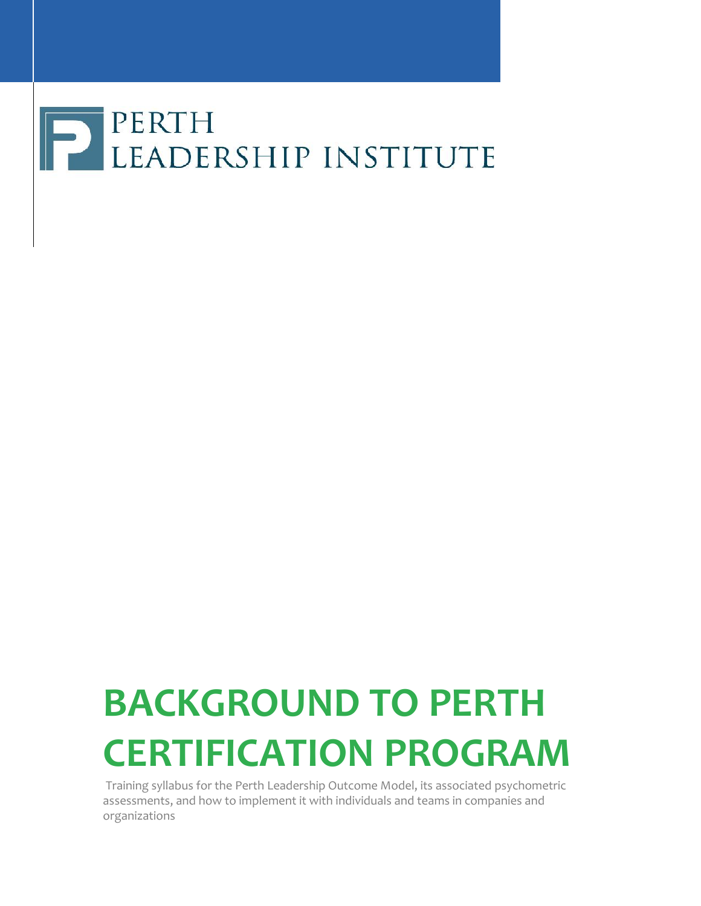PERTH
LEADERSHIP INSTITUTE

# BACKGROUND TO PERTH CERTIFICATION PROGRAM

Training syllabus for the Perth Leadership Outcome Model, its associated psychometric assessments, and how to implement it with individuals and teams in companies and organizations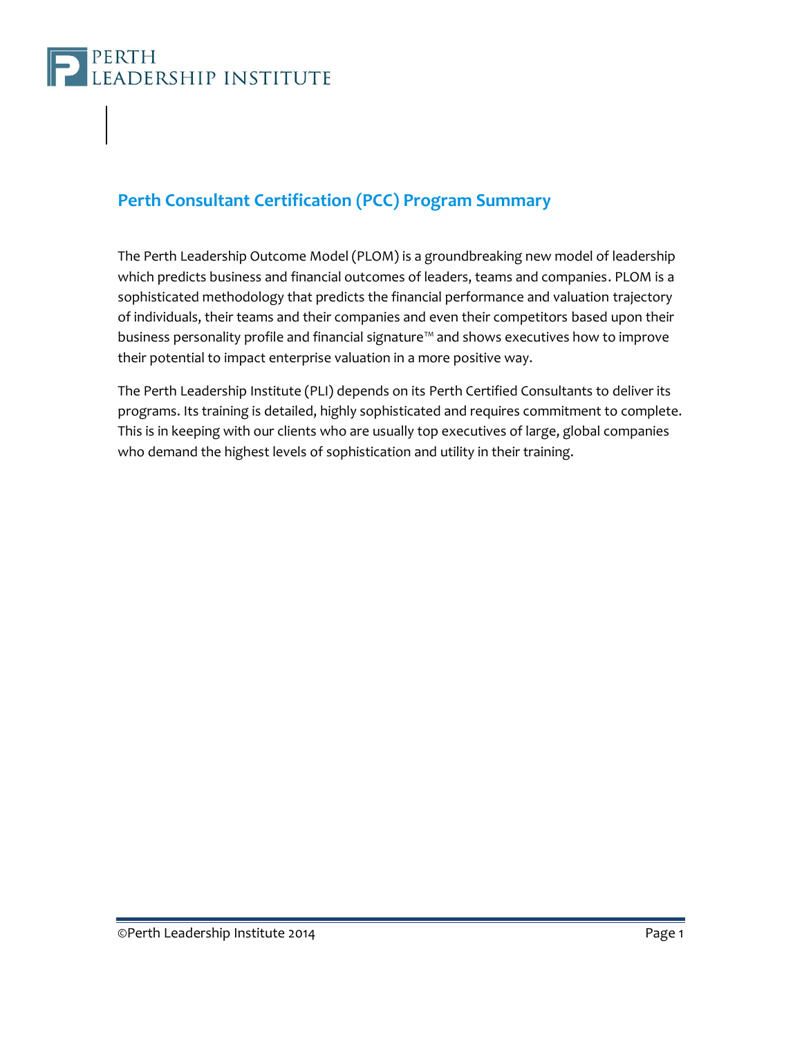## Perth Consultant Certification (PCC) Program Summary

The Perth Leadership Outcome Model (PLOM) is a groundbreaking new model of leadership which predicts business and financial outcomes of leaders, teams and companies. PLOM is a sophisticated methodology that predicts the financial performance and valuation trajectory of individuals, their teams and their companies and even their competitors based upon their business personality profile and financial signature™ and shows executives how to improve their potential to impact enterprise valuation in a more positive way.

The Perth Leadership Institute (PLI) depends on its Perth Certified Consultants to deliver its programs. Its training is detailed, highly sophisticated and requires commitment to complete. This is in keeping with our clients who are usually top executives of large, global companies who demand the highest levels of sophistication and utility in their training.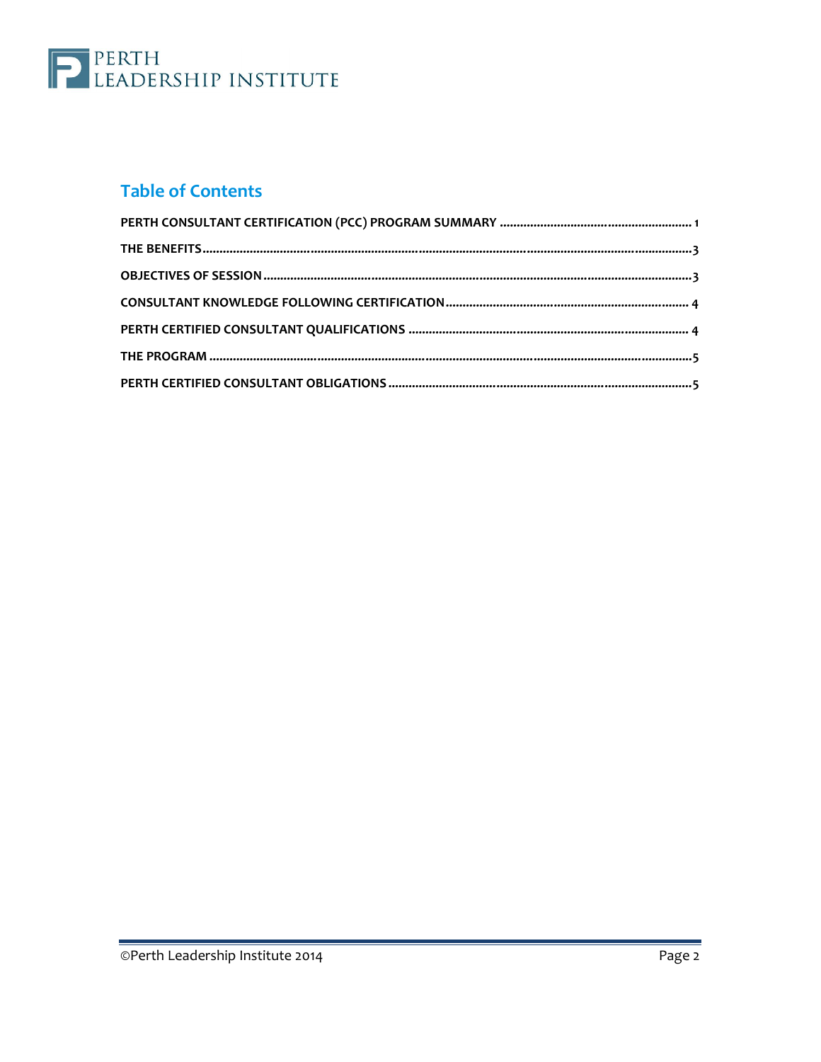PERTH
LEADERSHIP INSTITUTE

## Table of Contents

PERTH CONSULTANT CERTIFICATION (PCC) PROGRAM SUMMARY ........................................................ 1

THE BENEFITS ........................................................................................................................................ 3

OBJECTIVES OF SESSION ....................................................................................................................... 3

CONSULTANT KNOWLEDGE FOLLOWING CERTIFICATION ........................................................................ 4

PERTH CERTIFIED CONSULTANT QUALIFICATIONS ................................................................................. 4

THE PROGRAM ....................................................................................................................................... 5

PERTH CERTIFIED CONSULTANT OBLIGATIONS ....................................................................................... 5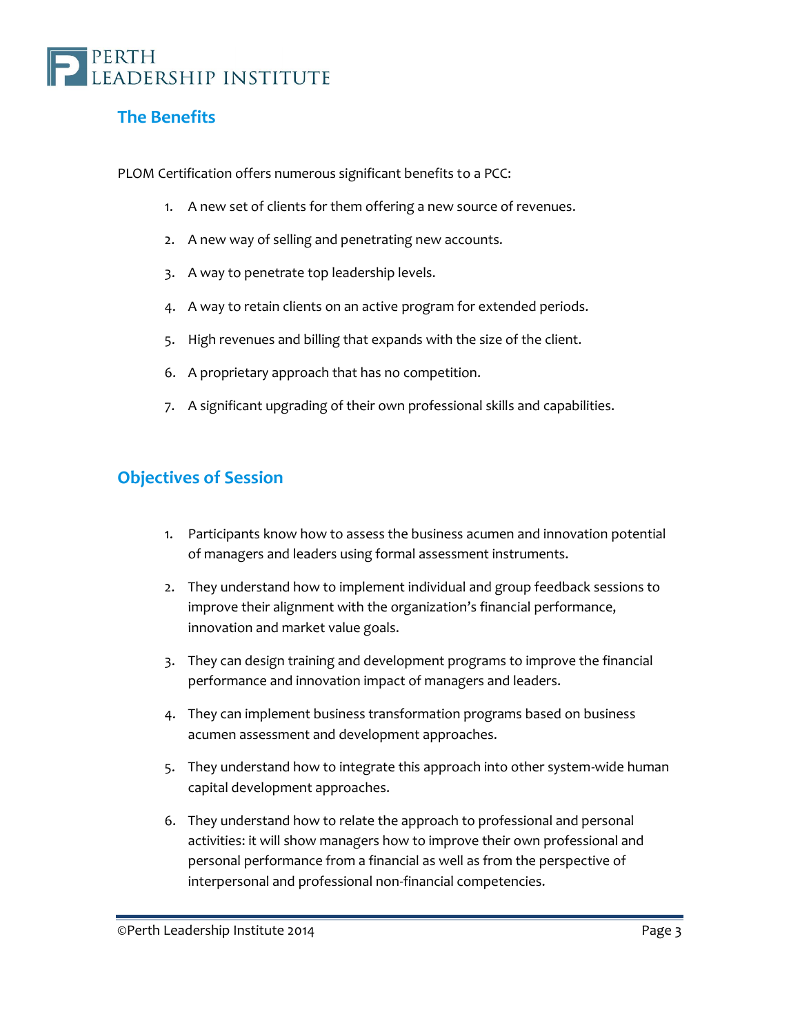## The Benefits

PLOM Certification offers numerous significant benefits to a PCC:

1. A new set of clients for them offering a new source of revenues.
2. A new way of selling and penetrating new accounts.
3. A way to penetrate top leadership levels.
4. A way to retain clients on an active program for extended periods.
5. High revenues and billing that expands with the size of the client.
6. A proprietary approach that has no competition.
7. A significant upgrading of their own professional skills and capabilities.

## Objectives of Session

1. Participants know how to assess the business acumen and innovation potential of managers and leaders using formal assessment instruments.
2. They understand how to implement individual and group feedback sessions to improve their alignment with the organization's financial performance, innovation and market value goals.
3. They can design training and development programs to improve the financial performance and innovation impact of managers and leaders.
4. They can implement business transformation programs based on business acumen assessment and development approaches.
5. They understand how to integrate this approach into other system-wide human capital development approaches.
6. They understand how to relate the approach to professional and personal activities: it will show managers how to improve their own professional and personal performance from a financial as well as from the perspective of interpersonal and professional non-financial competencies.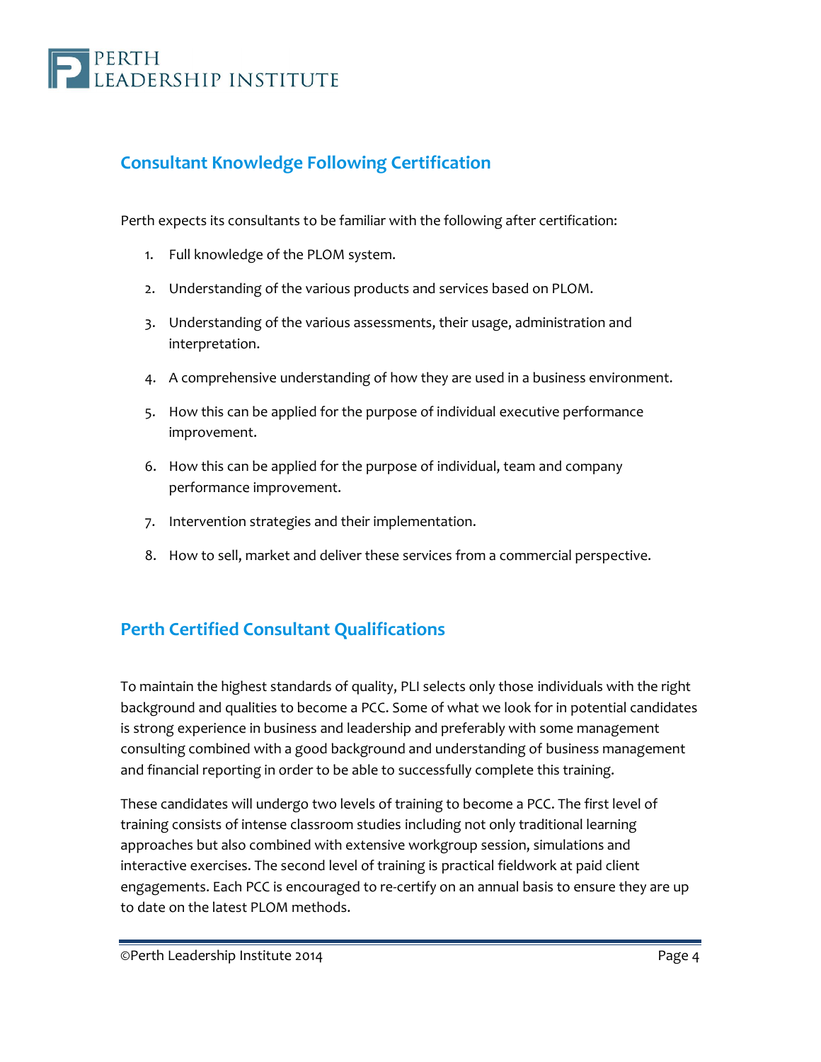## Consultant Knowledge Following Certification

Perth expects its consultants to be familiar with the following after certification:

1. Full knowledge of the PLOM system.
2. Understanding of the various products and services based on PLOM.
3. Understanding of the various assessments, their usage, administration and interpretation.
4. A comprehensive understanding of how they are used in a business environment.
5. How this can be applied for the purpose of individual executive performance improvement.
6. How this can be applied for the purpose of individual, team and company performance improvement.
7. Intervention strategies and their implementation.
8. How to sell, market and deliver these services from a commercial perspective.

## Perth Certified Consultant Qualifications

To maintain the highest standards of quality, PLI selects only those individuals with the right background and qualities to become a PCC. Some of what we look for in potential candidates is strong experience in business and leadership and preferably with some management consulting combined with a good background and understanding of business management and financial reporting in order to be able to successfully complete this training.

These candidates will undergo two levels of training to become a PCC. The first level of training consists of intense classroom studies including not only traditional learning approaches but also combined with extensive workgroup session, simulations and interactive exercises. The second level of training is practical fieldwork at paid client engagements. Each PCC is encouraged to re-certify on an annual basis to ensure they are up to date on the latest PLOM methods.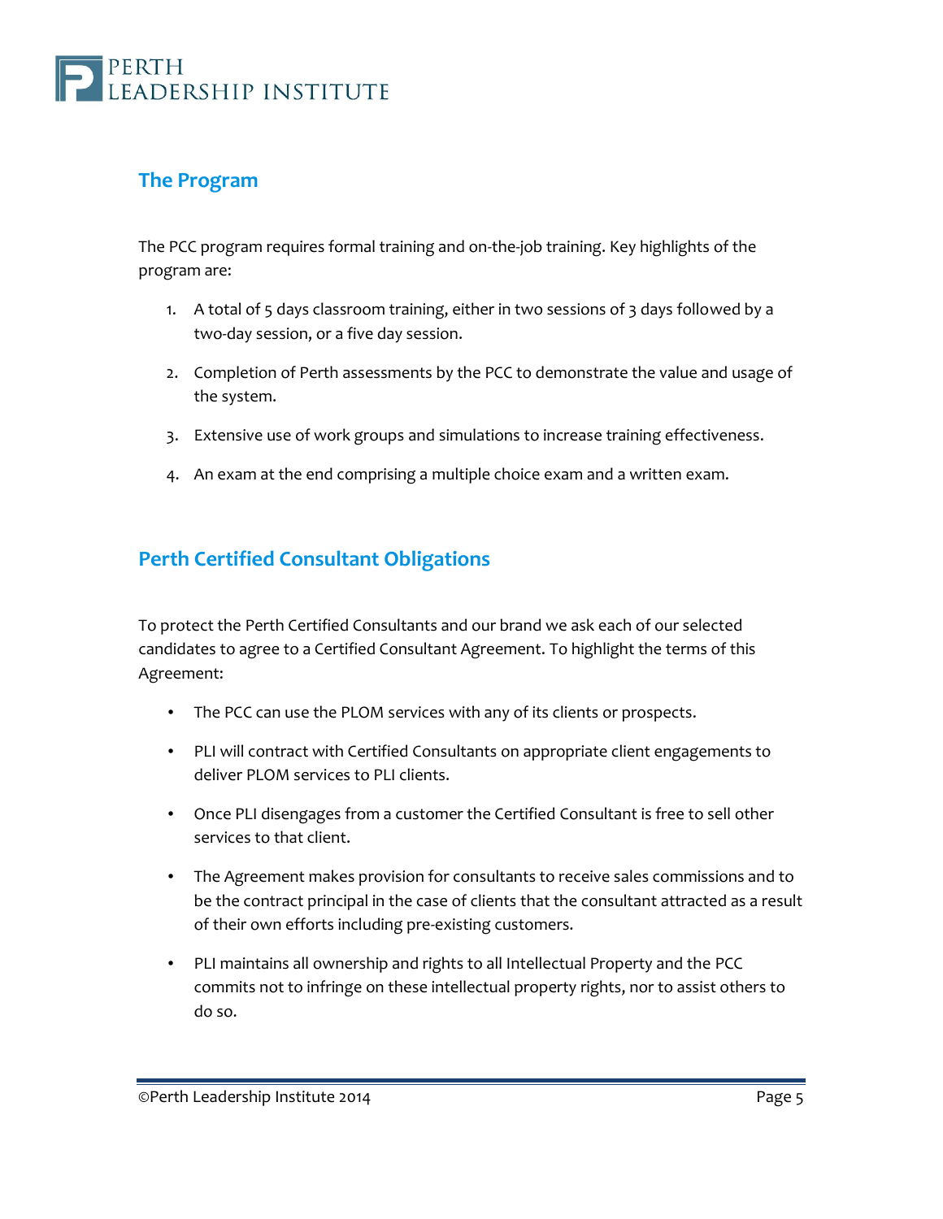## The Program

The PCC program requires formal training and on-the-job training. Key highlights of the program are:

1. A total of 5 days classroom training, either in two sessions of 3 days followed by a two-day session, or a five day session.
2. Completion of Perth assessments by the PCC to demonstrate the value and usage of the system.
3. Extensive use of work groups and simulations to increase training effectiveness.
4. An exam at the end comprising a multiple choice exam and a written exam.

## Perth Certified Consultant Obligations

To protect the Perth Certified Consultants and our brand we ask each of our selected candidates to agree to a Certified Consultant Agreement. To highlight the terms of this Agreement:

- The PCC can use the PLOM services with any of its clients or prospects.
- PLI will contract with Certified Consultants on appropriate client engagements to deliver PLOM services to PLI clients.
- Once PLI disengages from a customer the Certified Consultant is free to sell other services to that client.
- The Agreement makes provision for consultants to receive sales commissions and to be the contract principal in the case of clients that the consultant attracted as a result of their own efforts including pre-existing customers.
- PLI maintains all ownership and rights to all Intellectual Property and the PCC commits not to infringe on these intellectual property rights, nor to assist others to do so.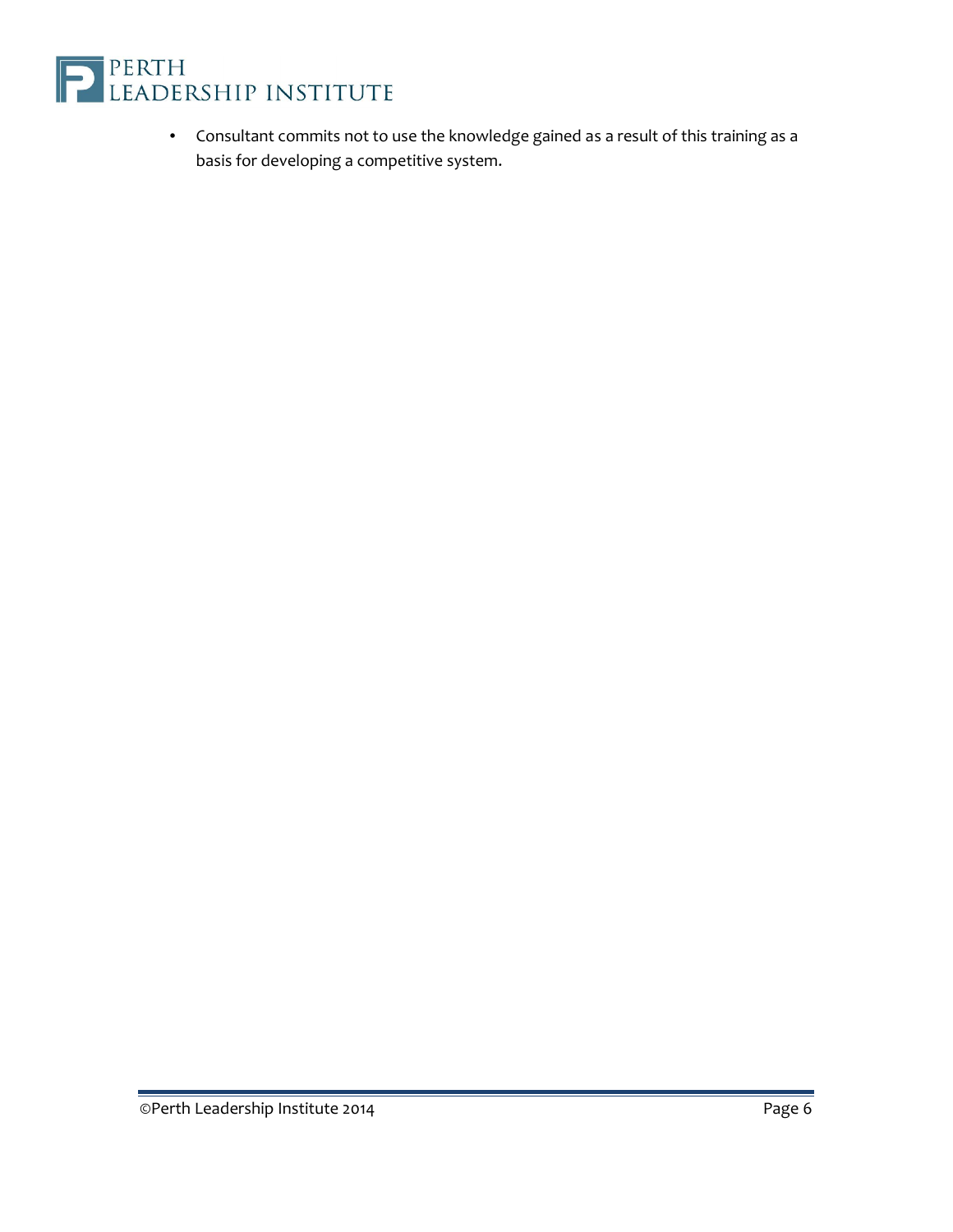- Consultant commits not to use the knowledge gained as a result of this training as a basis for developing a competitive system.